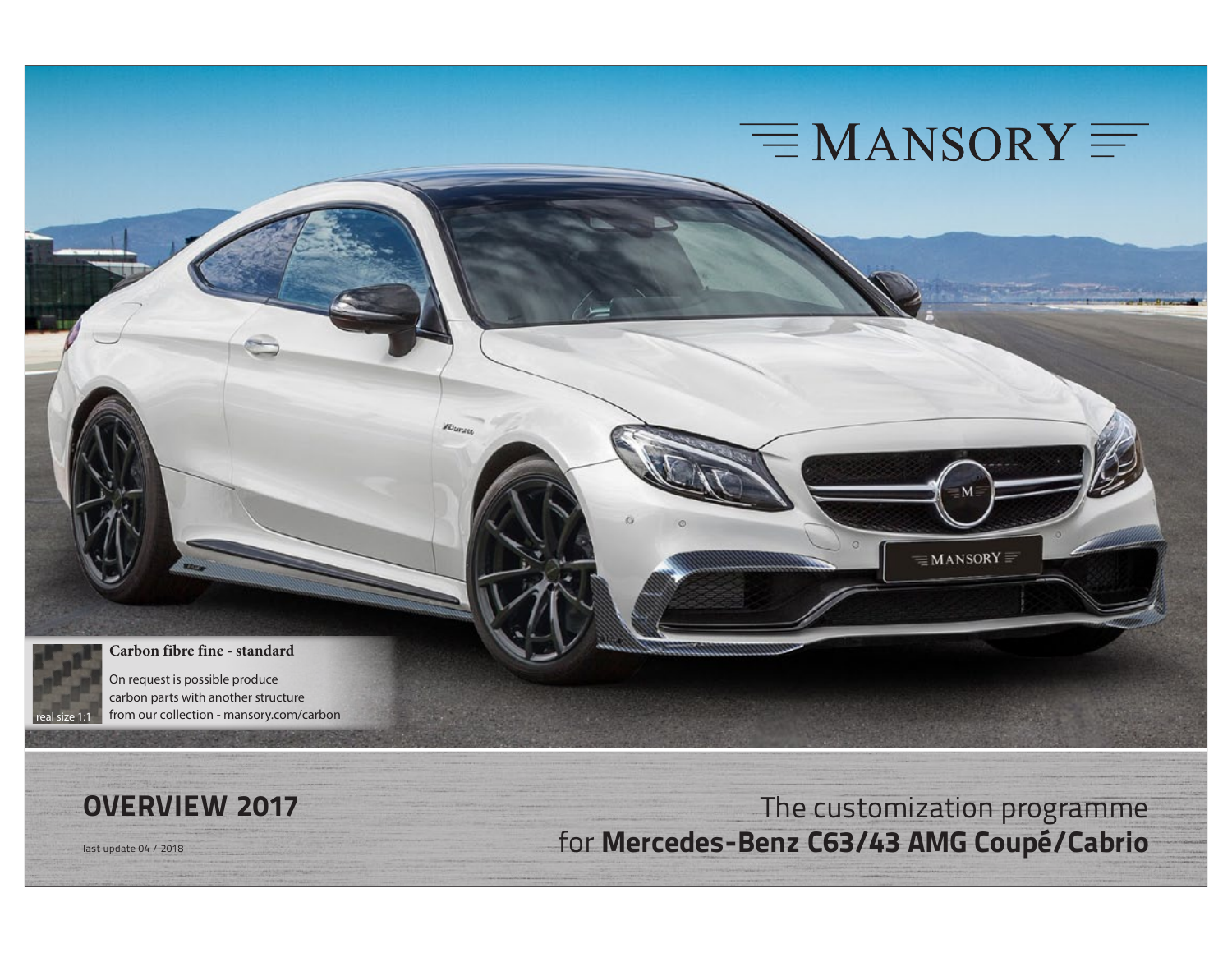# MANSORY

**Carbon fibre fine - standard**

On request is possible produce carbon parts with another structure from our collection - mansory.com/carbon

real size 1:1

## OVERVIEW 2017

last update 04 / 2018

The customization programme for **Mercedes-Benz C63/43 AMG Coupé/Cabrio**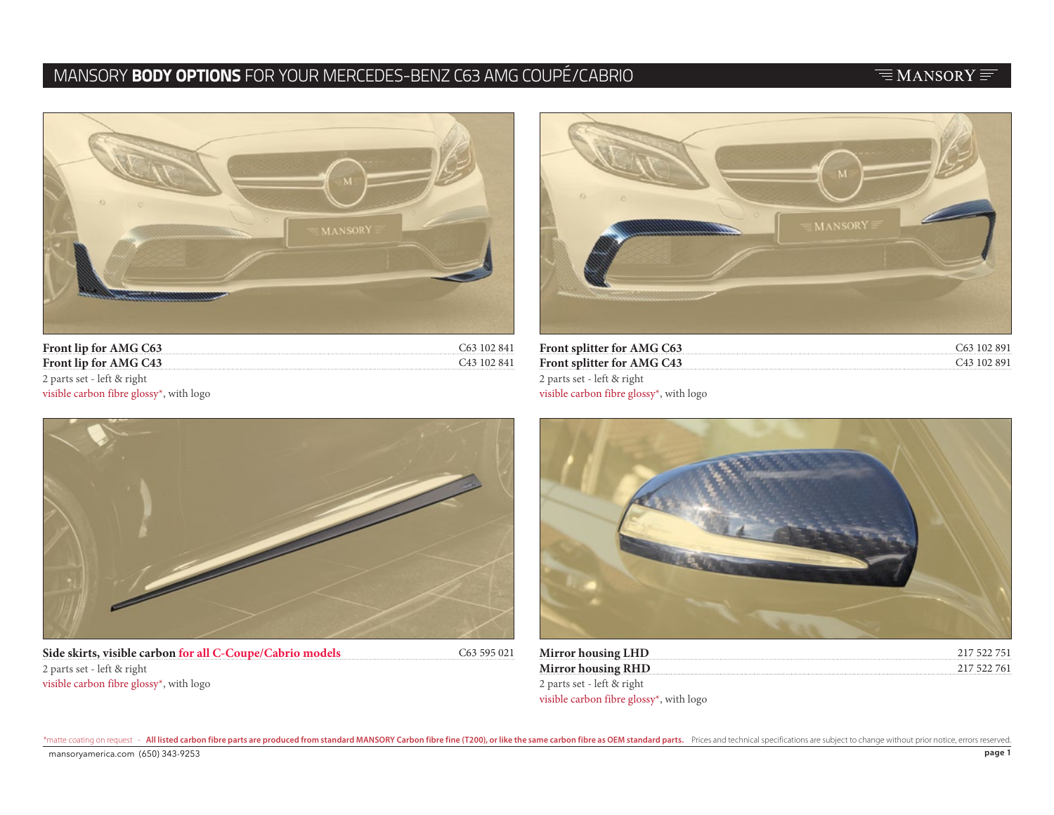# MANSORY **BODY OPTIONS** FOR YOUR MERCEDES-BENZ C63 AMG COUPÉ/CABRIO

**Front lip for AMG C63** C63 102 841
**Front lip for AMG C43** C43 102 841
2 parts set - left & right
visible carbon fibre glossy*, with logo

**Front splitter for AMG C63** C63 102 891
**Front splitter for AMG C43** C43 102 891
2 parts set - left & right
visible carbon fibre glossy*, with logo

**Side skirts, visible carbon for all C-Coupe/Cabrio models** C63 595 021
2 parts set - left & right
visible carbon fibre glossy*, with logo

**Mirror housing LHD** 217 522 751
**Mirror housing RHD** 217 522 761
2 parts set - left & right
visible carbon fibre glossy*, with logo

*matte coating on request - **All listed carbon fibre parts are produced from standard MANSORY Carbon fibre fine (T200), or like the same carbon fibre as OEM standard parts.** Prices and technical specifications are subject to change without prior notice, errors reserved.

mansoryamerica.com (650) 343-9253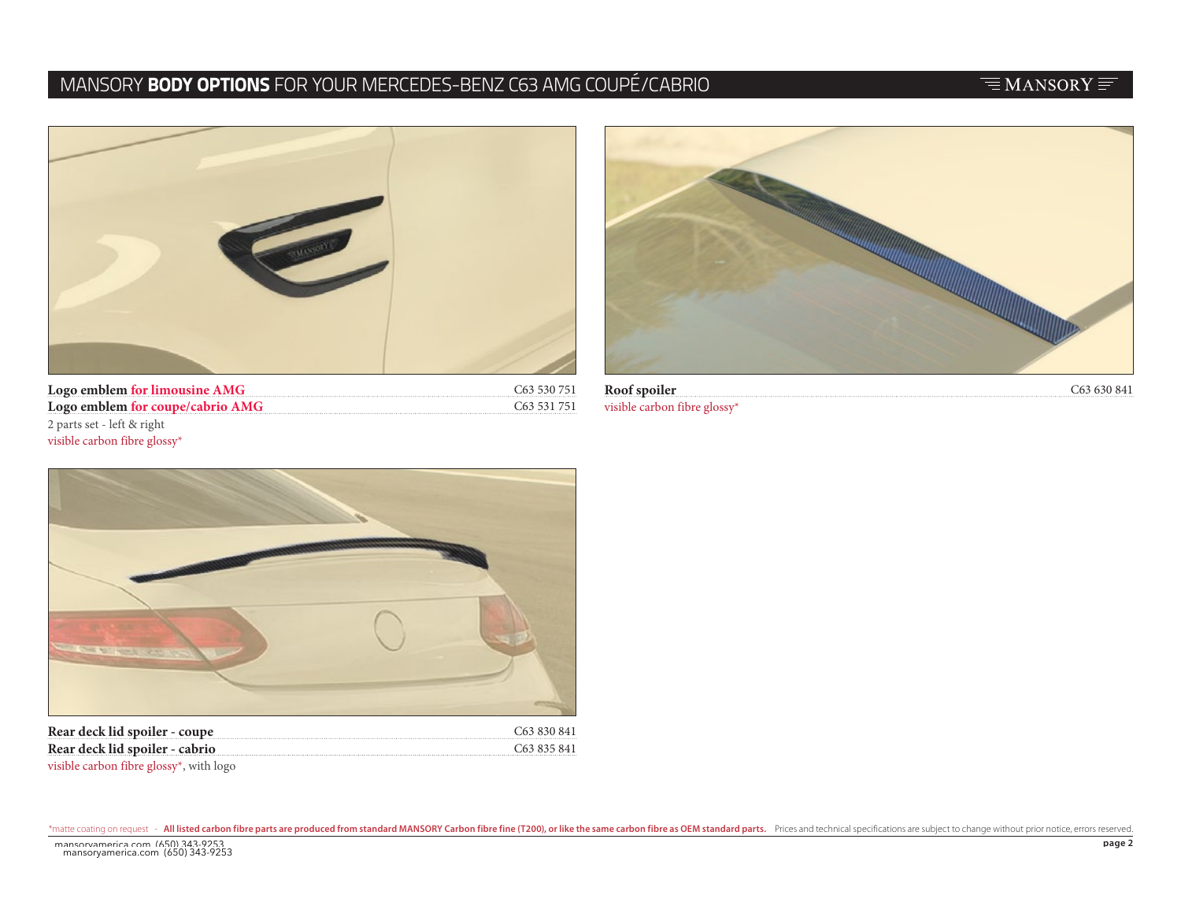# MANSORY **BODY OPTIONS** FOR YOUR MERCEDES-BENZ C63 AMG COUPÉ/CABRIO

**Logo emblem for limousine AMG** C63 530 751
**Logo emblem for coupe/cabrio AMG** C63 531 751
2 parts set - left & right
visible carbon fibre glossy*

**Roof spoiler** C63 630 841
visible carbon fibre glossy*

**Rear deck lid spoiler - coupe** C63 830 841
**Rear deck lid spoiler - cabrio** C63 835 841
visible carbon fibre glossy*, with logo

*matte coating on request - **All listed carbon fibre parts are produced from standard MANSORY Carbon fibre fine (T200), or like the same carbon fibre as OEM standard parts.** Prices and technical specifications are subject to change without prior notice, errors reserved.

mansoryamerica.com (650) 343-9253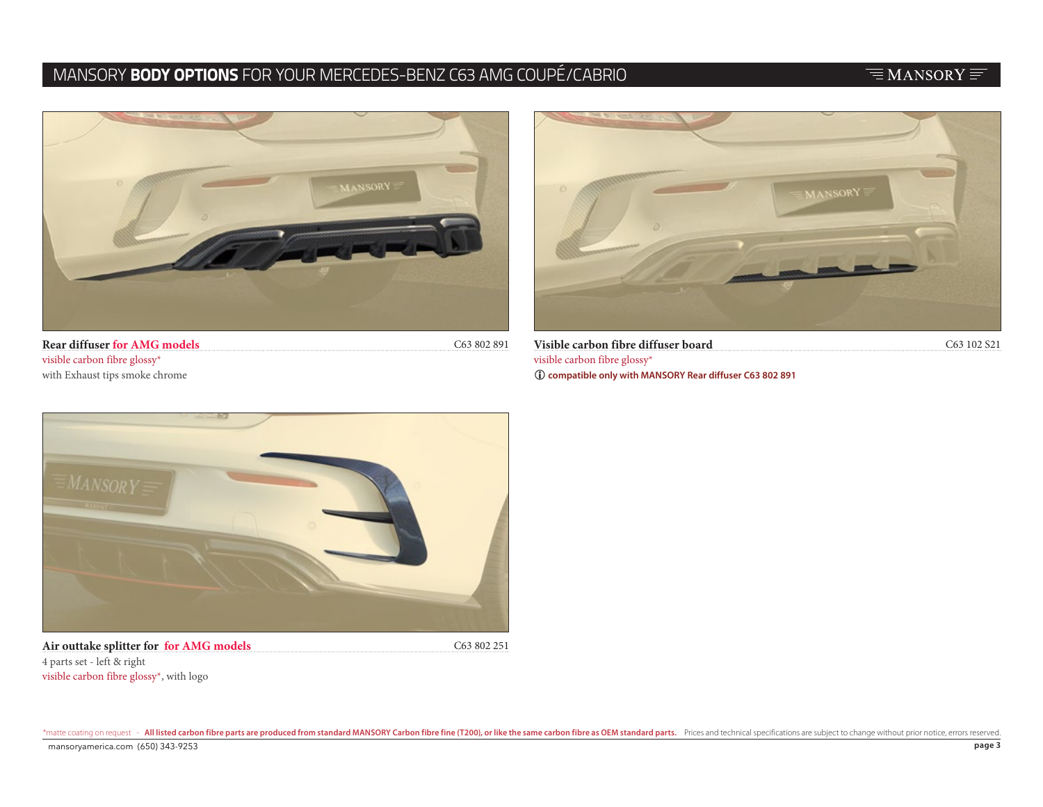# MANSORY **BODY OPTIONS** FOR YOUR MERCEDES-BENZ C63 AMG COUPÉ/CABRIO

**Rear diffuser for AMG models** — C63 802 891
visible carbon fibre glossy*
with Exhaust tips smoke chrome

**Visible carbon fibre diffuser board** — C63 102 S21
visible carbon fibre glossy*
ⓘ **compatible only with MANSORY Rear diffuser C63 802 891**

**Air outtake splitter for for AMG models** — C63 802 251
4 parts set - left & right
visible carbon fibre glossy*, with logo

*matte coating on request - **All listed carbon fibre parts are produced from standard MANSORY Carbon fibre fine (T200), or like the same carbon fibre as OEM standard parts.** Prices and technical specifications are subject to change without prior notice, errors reserved.

mansoryamerica.com (650) 343-9253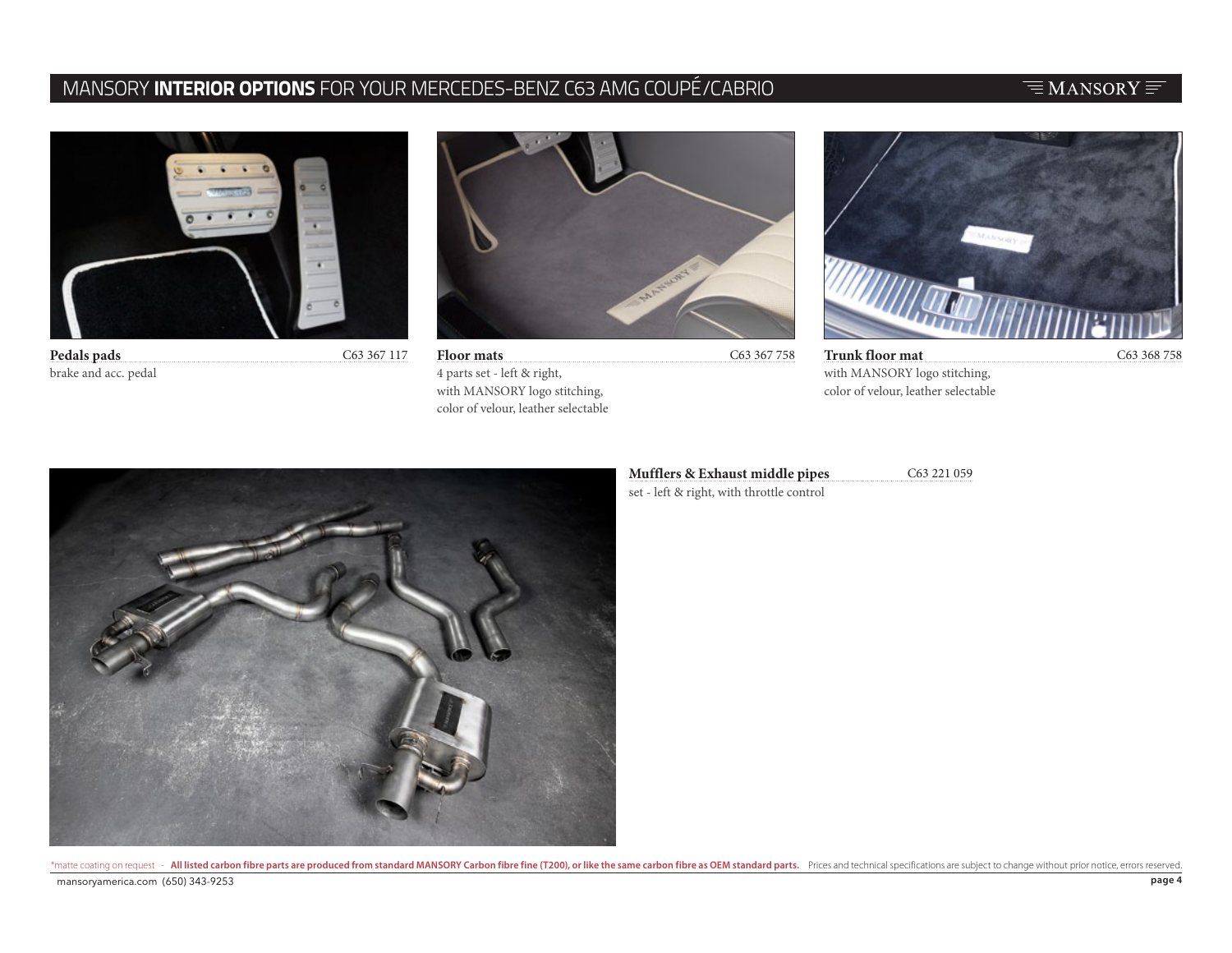# MANSORY **INTERIOR OPTIONS** FOR YOUR MERCEDES-BENZ C63 AMG COUPÉ/CABRIO

**Pedals pads** C63 367 117
brake and acc. pedal

**Floor mats** C63 367 758
4 parts set - left & right,
with MANSORY logo stitching,
color of velour, leather selectable

**Trunk floor mat** C63 368 758
with MANSORY logo stitching,
color of velour, leather selectable

**Mufflers & Exhaust middle pipes** C63 221 059
set - left & right, with throttle control

*matte coating on request - **All listed carbon fibre parts are produced from standard MANSORY Carbon fibre fine (T200), or like the same carbon fibre as OEM standard parts.** Prices and technical specifications are subject to change without prior notice, errors reserved.

mansoryamerica.com (650) 343-9253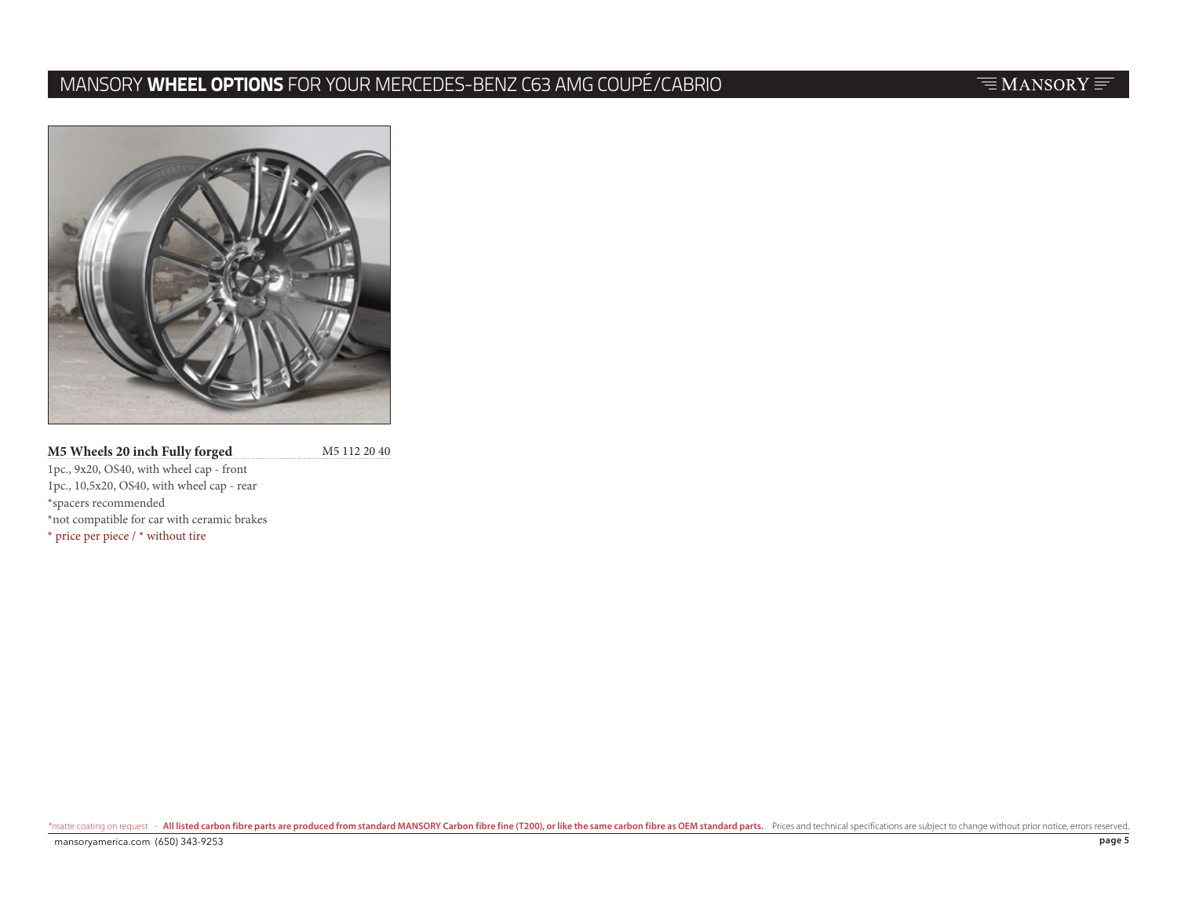# MANSORY **WHEEL OPTIONS** FOR YOUR MERCEDES-BENZ C63 AMG COUPÉ/CABRIO

**M5 Wheels 20 inch Fully forged** M5 112 20 40

1pc., 9x20, OS40, with wheel cap - front

1pc., 10,5x20, OS40, with wheel cap - rear

*spacers recommended

*not compatible for car with ceramic brakes

* price per piece / * without tire

*matte coating on request - **All listed carbon fibre parts are produced from standard MANSORY Carbon fibre fine (T200), or like the same carbon fibre as OEM standard parts.** Prices and technical specifications are subject to change without prior notice, errors reserved.

mansoryamerica.com (650) 343-9253